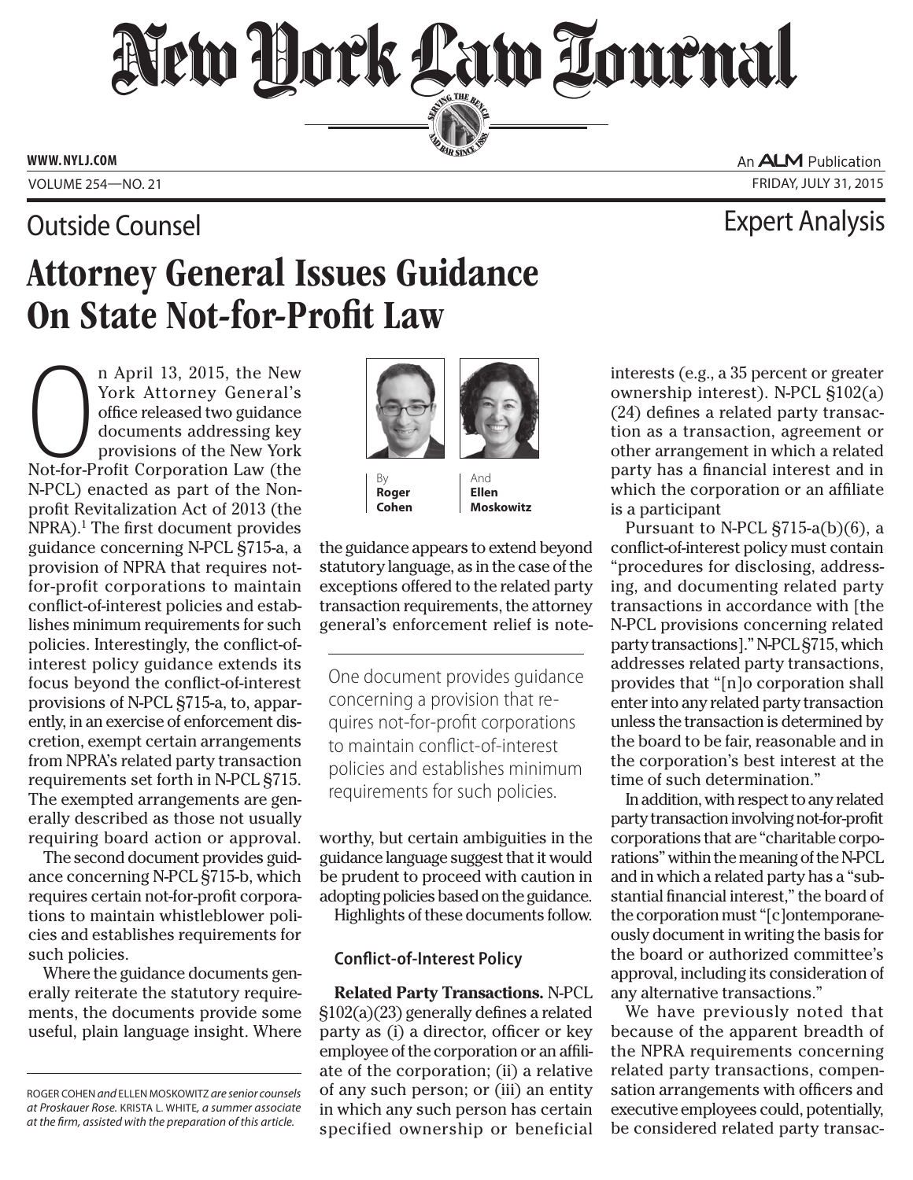Outside Counsel

Expert Analysis

# Attorney General Issues Guidance On State Not-for-Profit Law

By **Roger Cohen** And **Ellen Moskowitz**

On April 13, 2015, the New York Attorney General's office released two guidance documents addressing key provisions of the New York Not-for-Profit Corporation Law (the N-PCL) enacted as part of the Nonprofit Revitalization Act of 2013 (the NPRA).[1] The first document provides guidance concerning N-PCL §715-a, a provision of NPRA that requires not-for-profit corporations to maintain conflict-of-interest policies and establishes minimum requirements for such policies. Interestingly, the conflict-of-interest policy guidance extends its focus beyond the conflict-of-interest provisions of N-PCL §715-a, to, apparently, in an exercise of enforcement discretion, exempt certain arrangements from NPRA's related party transaction requirements set forth in N-PCL §715. The exempted arrangements are generally described as those not usually requiring board action or approval.

The second document provides guidance concerning N-PCL §715-b, which requires certain not-for-profit corporations to maintain whistleblower policies and establishes requirements for such policies.

Where the guidance documents generally reiterate the statutory requirements, the documents provide some useful, plain language insight. Where the guidance appears to extend beyond statutory language, as in the case of the exceptions offered to the related party transaction requirements, the attorney general's enforcement relief is noteworthy, but certain ambiguities in the guidance language suggest that it would be prudent to proceed with caution in adopting policies based on the guidance.

> One document provides guidance concerning a provision that requires not-for-profit corporations to maintain conflict-of-interest policies and establishes minimum requirements for such policies.

Highlights of these documents follow.

## Conflict-of-Interest Policy

**Related Party Transactions.** N-PCL §102(a)(23) generally defines a related party as (i) a director, officer or key employee of the corporation or an affiliate of the corporation; (ii) a relative of any such person; or (iii) an entity in which any such person has certain specified ownership or beneficial interests (e.g., a 35 percent or greater ownership interest). N-PCL §102(a)(24) defines a related party transaction as a transaction, agreement or other arrangement in which a related party has a financial interest and in which the corporation or an affiliate is a participant

Pursuant to N-PCL §715-a(b)(6), a conflict-of-interest policy must contain "procedures for disclosing, addressing, and documenting related party transactions in accordance with [the N-PCL provisions concerning related party transactions]." N-PCL §715, which addresses related party transactions, provides that "[n]o corporation shall enter into any related party transaction unless the transaction is determined by the board to be fair, reasonable and in the corporation's best interest at the time of such determination."

In addition, with respect to any related party transaction involving not-for-profit corporations that are "charitable corporations" within the meaning of the N-PCL and in which a related party has a "substantial financial interest," the board of the corporation must "[c]ontemporaneously document in writing the basis for the board or authorized committee's approval, including its consideration of any alternative transactions."

We have previously noted that because of the apparent breadth of the NPRA requirements concerning related party transactions, compensation arrangements with officers and executive employees could, potentially, be considered related party transac-

---

ROGER COHEN *and* ELLEN MOSKOWITZ *are senior counsels at Proskauer Rose.* KRISTA L. WHITE, *a summer associate at the firm, assisted with the preparation of this article.*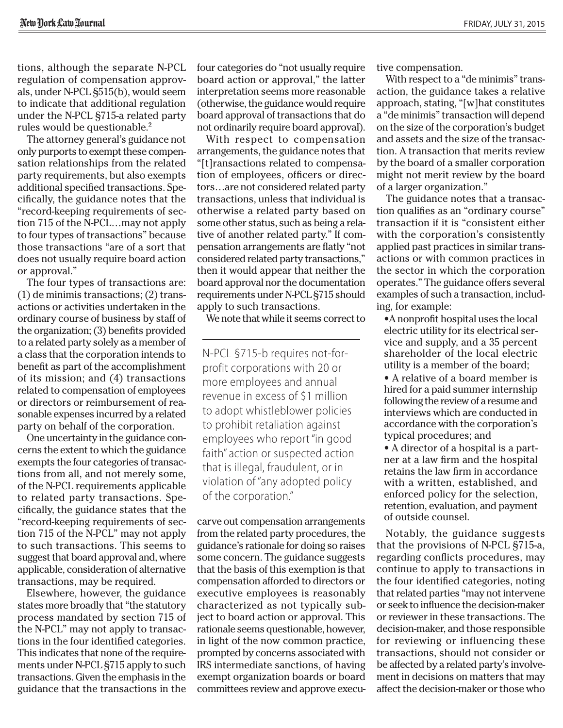tions, although the separate N-PCL regulation of compensation approvals, under N-PCL §515(b), would seem to indicate that additional regulation under the N-PCL §715-a related party rules would be questionable.[2]

The attorney general's guidance not only purports to exempt these compensation relationships from the related party requirements, but also exempts additional specified transactions. Specifically, the guidance notes that the "record-keeping requirements of section 715 of the N-PCL…may not apply to four types of transactions" because those transactions "are of a sort that does not usually require board action or approval."

The four types of transactions are: (1) de minimis transactions; (2) transactions or activities undertaken in the ordinary course of business by staff of the organization; (3) benefits provided to a related party solely as a member of a class that the corporation intends to benefit as part of the accomplishment of its mission; and (4) transactions related to compensation of employees or directors or reimbursement of reasonable expenses incurred by a related party on behalf of the corporation.

One uncertainty in the guidance concerns the extent to which the guidance exempts the four categories of transactions from all, and not merely some, of the N-PCL requirements applicable to related party transactions. Specifically, the guidance states that the "record-keeping requirements of section 715 of the N-PCL" may not apply to such transactions. This seems to suggest that board approval and, where applicable, consideration of alternative transactions, may be required.

Elsewhere, however, the guidance states more broadly that "the statutory process mandated by section 715 of the N-PCL" may not apply to transactions in the four identified categories. This indicates that none of the requirements under N-PCL §715 apply to such transactions. Given the emphasis in the guidance that the transactions in the four categories do "not usually require board action or approval," the latter interpretation seems more reasonable (otherwise, the guidance would require board approval of transactions that do not ordinarily require board approval).

With respect to compensation arrangements, the guidance notes that "[t]ransactions related to compensation of employees, officers or directors…are not considered related party transactions, unless that individual is otherwise a related party based on some other status, such as being a relative of another related party." If compensation arrangements are flatly "not considered related party transactions," then it would appear that neither the board approval nor the documentation requirements under N-PCL §715 should apply to such transactions.

We note that while it seems correct to carve out compensation arrangements from the related party procedures, the guidance's rationale for doing so raises some concern. The guidance suggests that the basis of this exemption is that compensation afforded to directors or executive employees is reasonably characterized as not typically subject to board action or approval. This rationale seems questionable, however, in light of the now common practice, prompted by concerns associated with IRS intermediate sanctions, of having exempt organization boards or board committees review and approve executive compensation.

> N-PCL §715-b requires not-for-profit corporations with 20 or more employees and annual revenue in excess of $1 million to adopt whistleblower policies to prohibit retaliation against employees who report "in good faith" action or suspected action that is illegal, fraudulent, or in violation of "any adopted policy of the corporation."

With respect to a "de minimis" transaction, the guidance takes a relative approach, stating, "[w]hat constitutes a "de minimis" transaction will depend on the size of the corporation's budget and assets and the size of the transaction. A transaction that merits review by the board of a smaller corporation might not merit review by the board of a larger organization."

The guidance notes that a transaction qualifies as an "ordinary course" transaction if it is "consistent either with the corporation's consistently applied past practices in similar transactions or with common practices in the sector in which the corporation operates." The guidance offers several examples of such a transaction, including, for example:

- A nonprofit hospital uses the local electric utility for its electrical service and supply, and a 35 percent shareholder of the local electric utility is a member of the board;
- A relative of a board member is hired for a paid summer internship following the review of a resume and interviews which are conducted in accordance with the corporation's typical procedures; and
- A director of a hospital is a partner at a law firm and the hospital retains the law firm in accordance with a written, established, and enforced policy for the selection, retention, evaluation, and payment of outside counsel.

Notably, the guidance suggests that the provisions of N-PCL §715-a, regarding conflicts procedures, may continue to apply to transactions in the four identified categories, noting that related parties "may not intervene or seek to influence the decision-maker or reviewer in these transactions. The decision-maker, and those responsible for reviewing or influencing these transactions, should not consider or be affected by a related party's involvement in decisions on matters that may affect the decision-maker or those who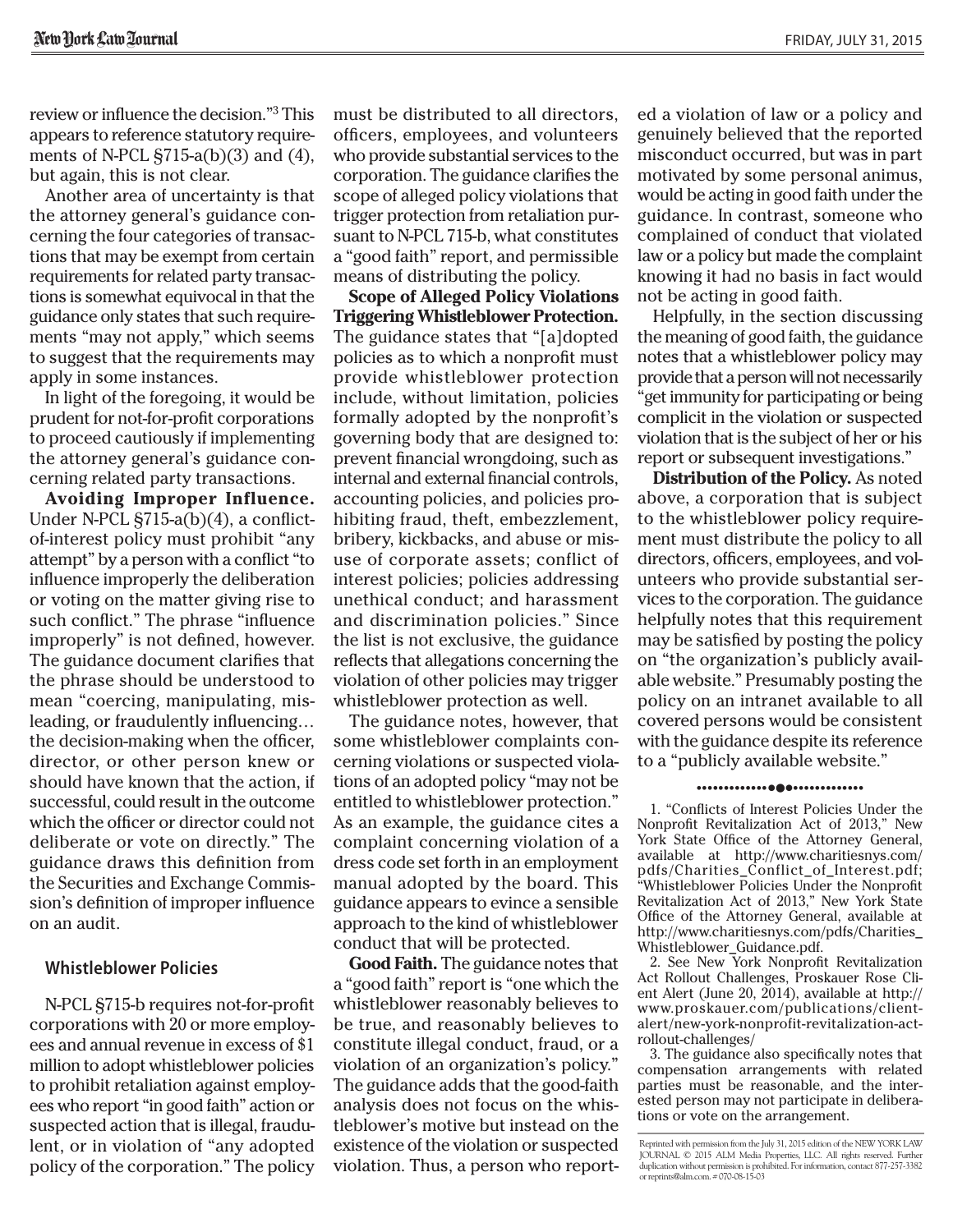review or influence the decision."[3] This appears to reference statutory requirements of N-PCL §715-a(b)(3) and (4), but again, this is not clear.

Another area of uncertainty is that the attorney general's guidance concerning the four categories of transactions that may be exempt from certain requirements for related party transactions is somewhat equivocal in that the guidance only states that such requirements "may not apply," which seems to suggest that the requirements may apply in some instances.

In light of the foregoing, it would be prudent for not-for-profit corporations to proceed cautiously if implementing the attorney general's guidance concerning related party transactions.

**Avoiding Improper Influence.** Under N-PCL §715-a(b)(4), a conflict-of-interest policy must prohibit "any attempt" by a person with a conflict "to influence improperly the deliberation or voting on the matter giving rise to such conflict." The phrase "influence improperly" is not defined, however. The guidance document clarifies that the phrase should be understood to mean "coercing, manipulating, misleading, or fraudulently influencing… the decision-making when the officer, director, or other person knew or should have known that the action, if successful, could result in the outcome which the officer or director could not deliberate or vote on directly." The guidance draws this definition from the Securities and Exchange Commission's definition of improper influence on an audit.

## Whistleblower Policies

N-PCL §715-b requires not-for-profit corporations with 20 or more employees and annual revenue in excess of $1 million to adopt whistleblower policies to prohibit retaliation against employees who report "in good faith" action or suspected action that is illegal, fraudulent, or in violation of "any adopted policy of the corporation." The policy must be distributed to all directors, officers, employees, and volunteers who provide substantial services to the corporation. The guidance clarifies the scope of alleged policy violations that trigger protection from retaliation pursuant to N-PCL 715-b, what constitutes a "good faith" report, and permissible means of distributing the policy.

**Scope of Alleged Policy Violations Triggering Whistleblower Protection.** The guidance states that "[a]dopted policies as to which a nonprofit must provide whistleblower protection include, without limitation, policies formally adopted by the nonprofit's governing body that are designed to: prevent financial wrongdoing, such as internal and external financial controls, accounting policies, and policies prohibiting fraud, theft, embezzlement, bribery, kickbacks, and abuse or misuse of corporate assets; conflict of interest policies; policies addressing unethical conduct; and harassment and discrimination policies." Since the list is not exclusive, the guidance reflects that allegations concerning the violation of other policies may trigger whistleblower protection as well.

The guidance notes, however, that some whistleblower complaints concerning violations or suspected violations of an adopted policy "may not be entitled to whistleblower protection." As an example, the guidance cites a complaint concerning violation of a dress code set forth in an employment manual adopted by the board. This guidance appears to evince a sensible approach to the kind of whistleblower conduct that will be protected.

**Good Faith.** The guidance notes that a "good faith" report is "one which the whistleblower reasonably believes to be true, and reasonably believes to constitute illegal conduct, fraud, or a violation of an organization's policy." The guidance adds that the good-faith analysis does not focus on the whistleblower's motive but instead on the existence of the violation or suspected violation. Thus, a person who reported a violation of law or a policy and genuinely believed that the reported misconduct occurred, but was in part motivated by some personal animus, would be acting in good faith under the guidance. In contrast, someone who complained of conduct that violated law or a policy but made the complaint knowing it had no basis in fact would not be acting in good faith.

Helpfully, in the section discussing the meaning of good faith, the guidance notes that a whistleblower policy may provide that a person will not necessarily "get immunity for participating or being complicit in the violation or suspected violation that is the subject of her or his report or subsequent investigations."

**Distribution of the Policy.** As noted above, a corporation that is subject to the whistleblower policy requirement must distribute the policy to all directors, officers, employees, and volunteers who provide substantial services to the corporation. The guidance helpfully notes that this requirement may be satisfied by posting the policy on "the organization's publicly available website." Presumably posting the policy on an intranet available to all covered persons would be consistent with the guidance despite its reference to a "publicly available website."

---

1. "Conflicts of Interest Policies Under the Nonprofit Revitalization Act of 2013," New York State Office of the Attorney General, available at http://www.charitiesnys.com/pdfs/Charities_Conflict_of_Interest.pdf; "Whistleblower Policies Under the Nonprofit Revitalization Act of 2013," New York State Office of the Attorney General, available at http://www.charitiesnys.com/pdfs/Charities_Whistleblower_Guidance.pdf.

2. See New York Nonprofit Revitalization Act Rollout Challenges, Proskauer Rose Client Alert (June 20, 2014), available at http://www.proskauer.com/publications/client-alert/new-york-nonprofit-revitalization-act-rollout-challenges/

3. The guidance also specifically notes that compensation arrangements with related parties must be reasonable, and the interested person may not participate in deliberations or vote on the arrangement.

Reprinted with permission from the July 31, 2015 edition of the NEW YORK LAW JOURNAL © 2015 ALM Media Properties, LLC. All rights reserved. Further duplication without permission is prohibited. For information, contact 877-257-3382 or reprints@alm.com. # 070-08-15-03